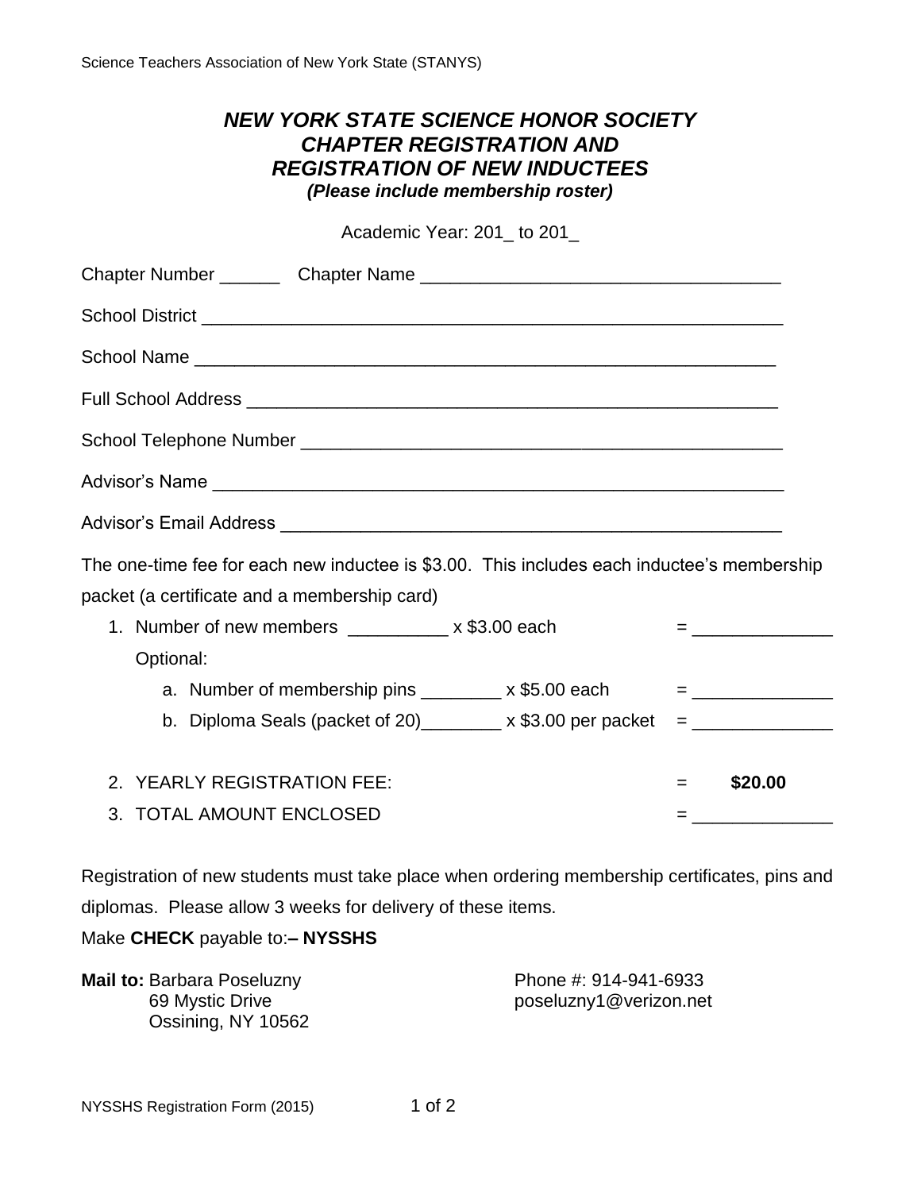*NEW YORK STATE SCIENCE HONOR SOCIETY*
*CHAPTER REGISTRATION AND*
*REGISTRATION OF NEW INDUCTEES*

# NEW YORK STATE SCIENCE HONOR SOCIETY CHAPTER REGISTRATION AND REGISTRATION OF NEW INDUCTEES

***(Please include membership roster)***

Academic Year: 201_ to 201_

Chapter Number ______ Chapter Name ___________________________________

School District ___________________________________________________________

School Name _____________________________________________________________

Full School Address _______________________________________________________

School Telephone Number __________________________________________________

Advisor's Name ___________________________________________________________

Advisor's Email Address ____________________________________________________

The one-time fee for each new inductee is $3.00. This includes each inductee's membership packet (a certificate and a membership card)

1. Number of new members __________ x $3.00 each = ______________

   Optional:

   a. Number of membership pins ________ x $5.00 each = ______________
   b. Diploma Seals (packet of 20)________ x $3.00 per packet = ______________

2. YEARLY REGISTRATION FEE: = **$20.00**
3. TOTAL AMOUNT ENCLOSED = ______________

Registration of new students must take place when ordering membership certificates, pins and diplomas. Please allow 3 weeks for delivery of these items.

Make **CHECK** payable to:**– NYSSHS**

**Mail to:** Barbara Poseluzny
69 Mystic Drive
Ossining, NY 10562

Phone #: 914-941-6933
poseluzny1@verizon.net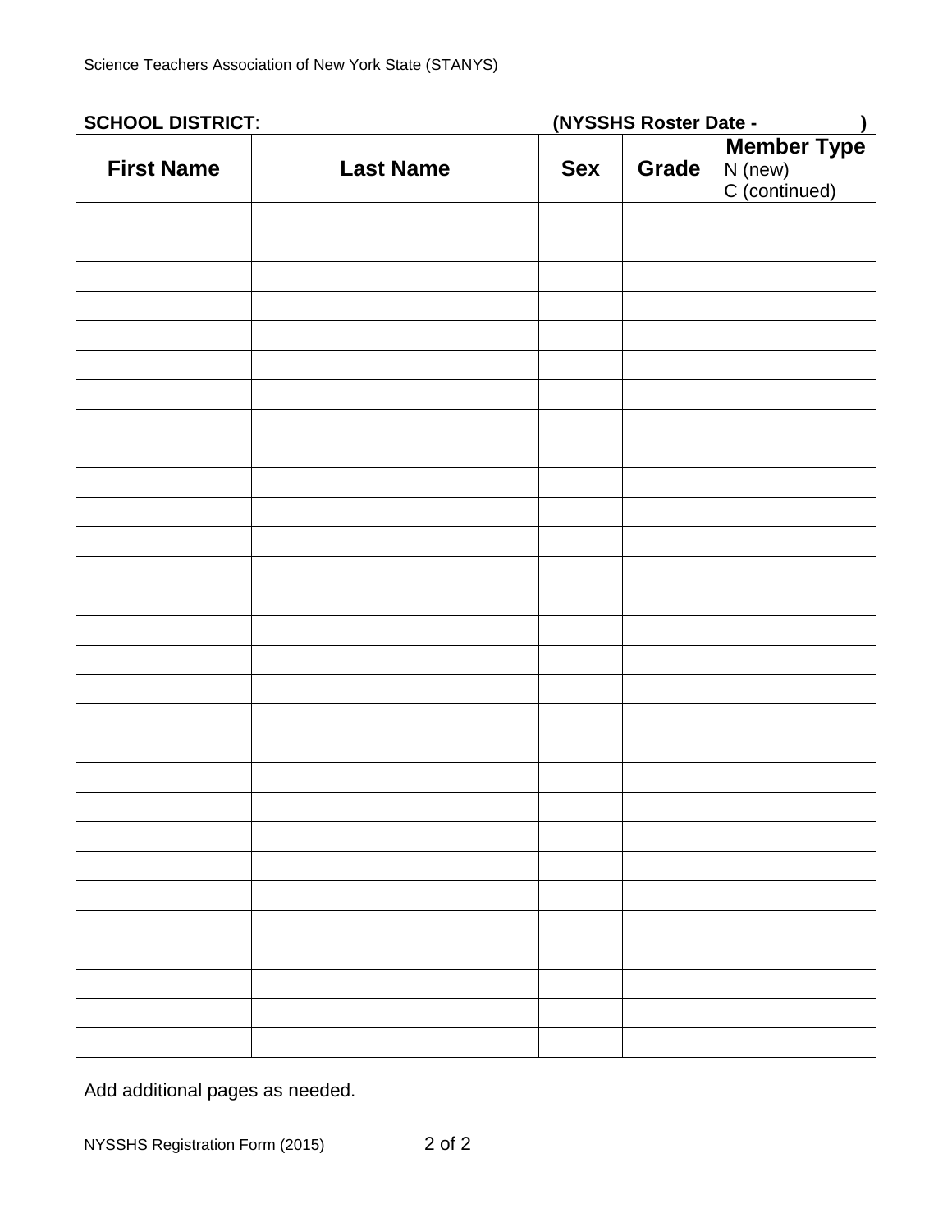**SCHOOL DISTRICT**: **(NYSSHS Roster Date - )**

| First Name | Last Name | Sex | Grade | Member Type N (new) C (continued) |
|---|---|---|---|---|
| | | | | |
| | | | | |
| | | | | |
| | | | | |
| | | | | |
| | | | | |
| | | | | |
| | | | | |
| | | | | |
| | | | | |
| | | | | |
| | | | | |
| | | | | |
| | | | | |
| | | | | |
| | | | | |
| | | | | |
| | | | | |
| | | | | |
| | | | | |
| | | | | |
| | | | | |
| | | | | |
| | | | | |
| | | | | |
| | | | | |
| | | | | |
| | | | | |
| | | | | |
| | | | | |
| | | | | |

Add additional pages as needed.